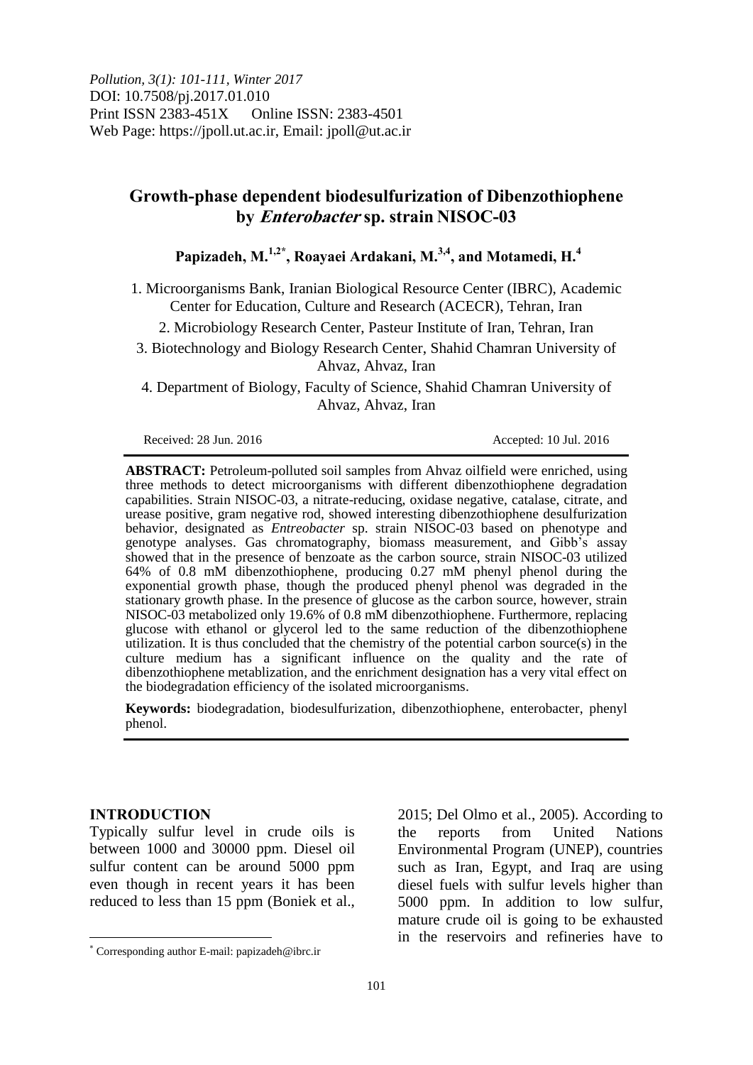*Pollution, 3(1): 101-111, Winter 2017*
DOI: 10.7508/pj.2017.01.010
Print ISSN 2383-451X Online ISSN: 2383-4501
Web Page: https://jpoll.ut.ac.ir, Email: jpoll@ut.ac.ir

# Growth-phase dependent biodesulfurization of Dibenzothiophene by *Enterobacter* sp. strain NISOC-03

**Papizadeh, M.[1,2*], Roayaei Ardakani, M.[3,4], and Motamedi, H.[4]**

1. Microorganisms Bank, Iranian Biological Resource Center (IBRC), Academic Center for Education, Culture and Research (ACECR), Tehran, Iran
2. Microbiology Research Center, Pasteur Institute of Iran, Tehran, Iran
3. Biotechnology and Biology Research Center, Shahid Chamran University of Ahvaz, Ahvaz, Iran
4. Department of Biology, Faculty of Science, Shahid Chamran University of Ahvaz, Ahvaz, Iran

Received: 28 Jun. 2016 Accepted: 10 Jul. 2016

**ABSTRACT:** Petroleum-polluted soil samples from Ahvaz oilfield were enriched, using three methods to detect microorganisms with different dibenzothiophene degradation capabilities. Strain NISOC-03, a nitrate-reducing, oxidase negative, catalase, citrate, and urease positive, gram negative rod, showed interesting dibenzothiophene desulfurization behavior, designated as *Entreobacter* sp. strain NISOC-03 based on phenotype and genotype analyses. Gas chromatography, biomass measurement, and Gibb's assay showed that in the presence of benzoate as the carbon source, strain NISOC-03 utilized 64% of 0.8 mM dibenzothiophene, producing 0.27 mM phenyl phenol during the exponential growth phase, though the produced phenyl phenol was degraded in the stationary growth phase. In the presence of glucose as the carbon source, however, strain NISOC-03 metabolized only 19.6% of 0.8 mM dibenzothiophene. Furthermore, replacing glucose with ethanol or glycerol led to the same reduction of the dibenzothiophene utilization. It is thus concluded that the chemistry of the potential carbon source(s) in the culture medium has a significant influence on the quality and the rate of dibenzothiophene metablization, and the enrichment designation has a very vital effect on the biodegradation efficiency of the isolated microorganisms.

**Keywords:** biodegradation, biodesulfurization, dibenzothiophene, enterobacter, phenyl phenol.

## INTRODUCTION

Typically sulfur level in crude oils is between 1000 and 30000 ppm. Diesel oil sulfur content can be around 5000 ppm even though in recent years it has been reduced to less than 15 ppm (Boniek et al., 2015; Del Olmo et al., 2005). According to the reports from United Nations Environmental Program (UNEP), countries such as Iran, Egypt, and Iraq are using diesel fuels with sulfur levels higher than 5000 ppm. In addition to low sulfur, mature crude oil is going to be exhausted in the reservoirs and refineries have to

[*] Corresponding author E-mail: papizadeh@ibrc.ir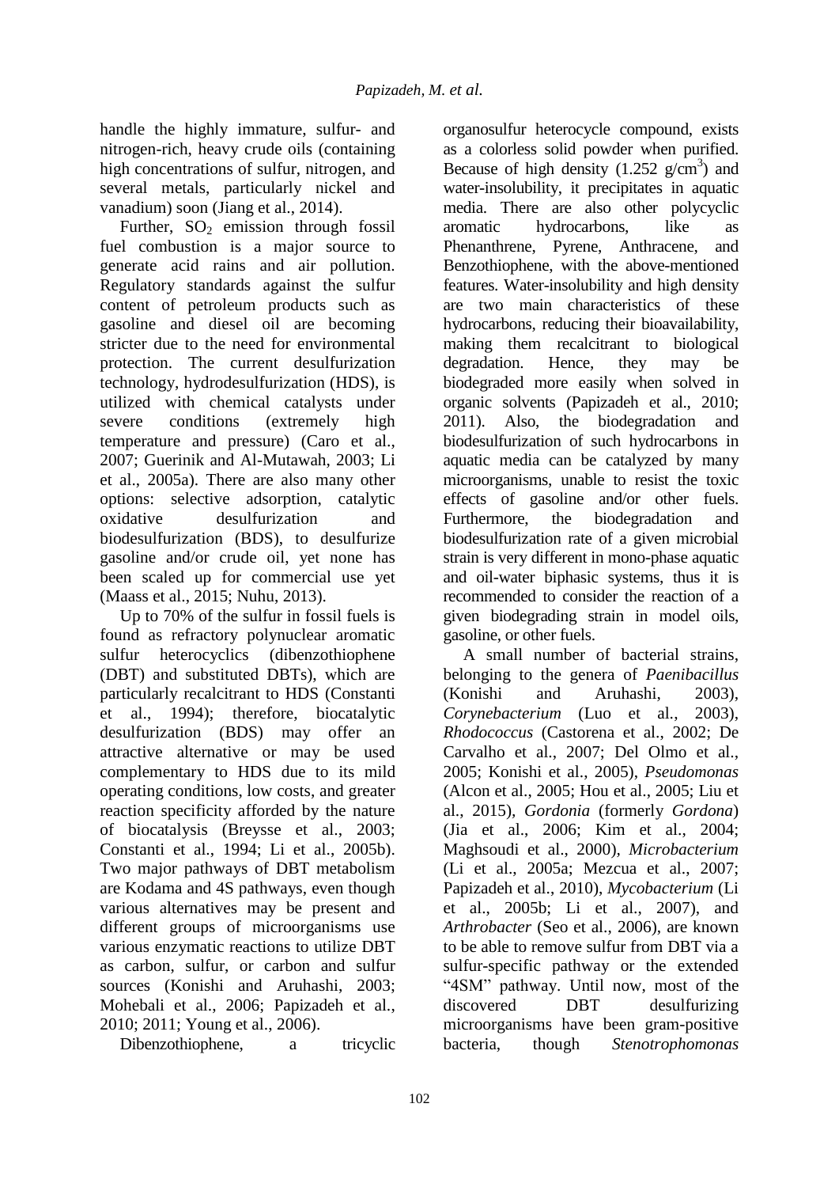handle the highly immature, sulfur- and nitrogen-rich, heavy crude oils (containing high concentrations of sulfur, nitrogen, and several metals, particularly nickel and vanadium) soon (Jiang et al., 2014).

Further, $SO_2$ emission through fossil fuel combustion is a major source to generate acid rains and air pollution. Regulatory standards against the sulfur content of petroleum products such as gasoline and diesel oil are becoming stricter due to the need for environmental protection. The current desulfurization technology, hydrodesulfurization (HDS), is utilized with chemical catalysts under severe conditions (extremely high temperature and pressure) (Caro et al., 2007; Guerinik and Al-Mutawah, 2003; Li et al., 2005a). There are also many other options: selective adsorption, catalytic oxidative desulfurization and biodesulfurization (BDS), to desulfurize gasoline and/or crude oil, yet none has been scaled up for commercial use yet (Maass et al., 2015; Nuhu, 2013).

Up to 70% of the sulfur in fossil fuels is found as refractory polynuclear aromatic sulfur heterocyclics (dibenzothiophene (DBT) and substituted DBTs), which are particularly recalcitrant to HDS (Constanti et al., 1994); therefore, biocatalytic desulfurization (BDS) may offer an attractive alternative or may be used complementary to HDS due to its mild operating conditions, low costs, and greater reaction specificity afforded by the nature of biocatalysis (Breysse et al., 2003; Constanti et al., 1994; Li et al., 2005b). Two major pathways of DBT metabolism are Kodama and 4S pathways, even though various alternatives may be present and different groups of microorganisms use various enzymatic reactions to utilize DBT as carbon, sulfur, or carbon and sulfur sources (Konishi and Aruhashi, 2003; Mohebali et al., 2006; Papizadeh et al., 2010; 2011; Young et al., 2006).

Dibenzothiophene, a tricyclic organosulfur heterocycle compound, exists as a colorless solid powder when purified. Because of high density (1.252 $g/cm^3$) and water-insolubility, it precipitates in aquatic media. There are also other polycyclic aromatic hydrocarbons, like as Phenanthrene, Pyrene, Anthracene, and Benzothiophene, with the above-mentioned features. Water-insolubility and high density are two main characteristics of these hydrocarbons, reducing their bioavailability, making them recalcitrant to biological degradation. Hence, they may be biodegraded more easily when solved in organic solvents (Papizadeh et al., 2010; 2011). Also, the biodegradation and biodesulfurization of such hydrocarbons in aquatic media can be catalyzed by many microorganisms, unable to resist the toxic effects of gasoline and/or other fuels. Furthermore, the biodegradation and biodesulfurization rate of a given microbial strain is very different in mono-phase aquatic and oil-water biphasic systems, thus it is recommended to consider the reaction of a given biodegrading strain in model oils, gasoline, or other fuels.

A small number of bacterial strains, belonging to the genera of *Paenibacillus* (Konishi and Aruhashi, 2003), *Corynebacterium* (Luo et al., 2003), *Rhodococcus* (Castorena et al., 2002; De Carvalho et al., 2007; Del Olmo et al., 2005; Konishi et al., 2005), *Pseudomonas* (Alcon et al., 2005; Hou et al., 2005; Liu et al., 2015), *Gordonia* (formerly *Gordona*) (Jia et al., 2006; Kim et al., 2004; Maghsoudi et al., 2000), *Microbacterium* (Li et al., 2005a; Mezcua et al., 2007; Papizadeh et al., 2010), *Mycobacterium* (Li et al., 2005b; Li et al., 2007), and *Arthrobacter* (Seo et al., 2006), are known to be able to remove sulfur from DBT via a sulfur-specific pathway or the extended "4SM" pathway. Until now, most of the discovered DBT desulfurizing microorganisms have been gram-positive bacteria, though *Stenotrophomonas*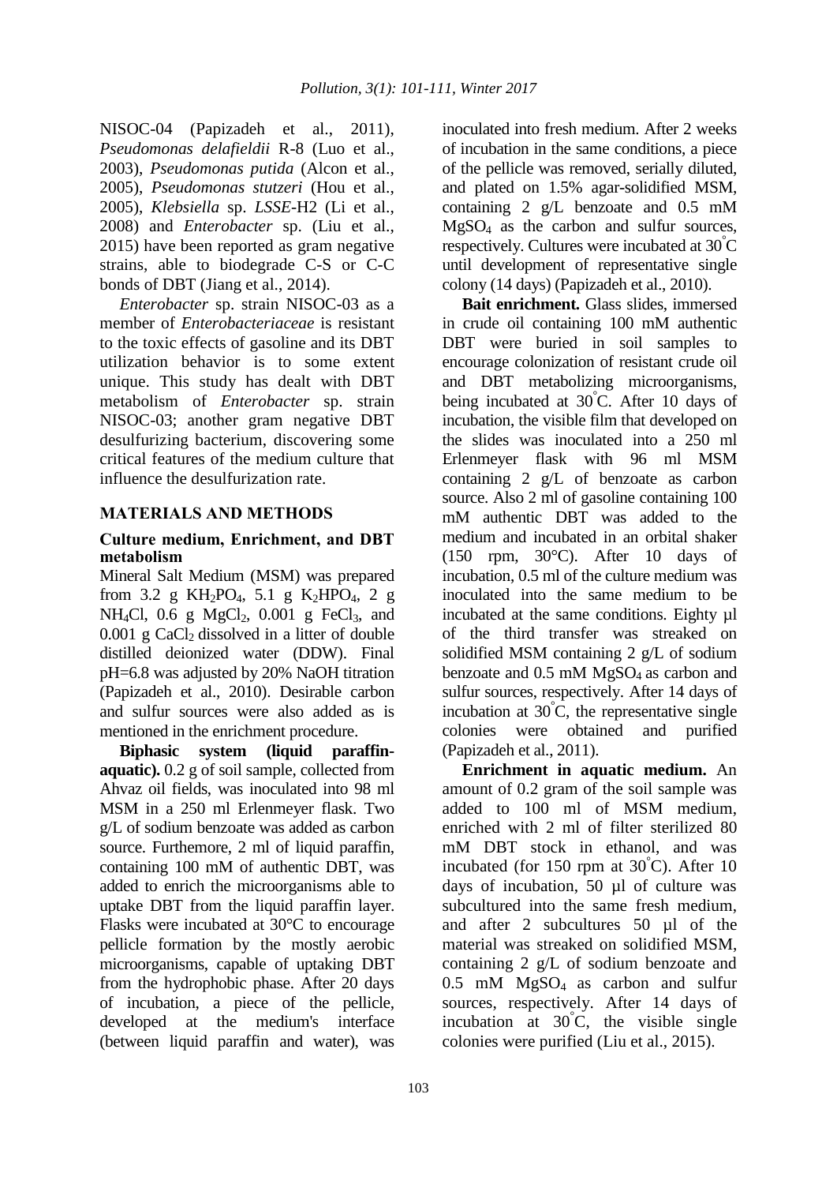NISOC-04 (Papizadeh et al., 2011), *Pseudomonas delafieldii* R-8 (Luo et al., 2003), *Pseudomonas putida* (Alcon et al., 2005), *Pseudomonas stutzeri* (Hou et al., 2005), *Klebsiella* sp. *LSSE*-H2 (Li et al., 2008) and *Enterobacter* sp. (Liu et al., 2015) have been reported as gram negative strains, able to biodegrade C-S or C-C bonds of DBT (Jiang et al., 2014).

*Enterobacter* sp. strain NISOC-03 as a member of *Enterobacteriaceae* is resistant to the toxic effects of gasoline and its DBT utilization behavior is to some extent unique. This study has dealt with DBT metabolism of *Enterobacter* sp. strain NISOC-03; another gram negative DBT desulfurizing bacterium, discovering some critical features of the medium culture that influence the desulfurization rate.

## MATERIALS AND METHODS

### Culture medium, Enrichment, and DBT metabolism

Mineral Salt Medium (MSM) was prepared from 3.2 g $KH_2PO_4$, 5.1 g $K_2HPO_4$, 2 g $NH_4Cl$, 0.6 g $MgCl_2$, 0.001 g $FeCl_3$, and 0.001 g $CaCl_2$ dissolved in a litter of double distilled deionized water (DDW). Final pH=6.8 was adjusted by 20% NaOH titration (Papizadeh et al., 2010). Desirable carbon and sulfur sources were also added as is mentioned in the enrichment procedure.

**Biphasic system (liquid paraffin-aquatic).** 0.2 g of soil sample, collected from Ahvaz oil fields, was inoculated into 98 ml MSM in a 250 ml Erlenmeyer flask. Two g/L of sodium benzoate was added as carbon source. Futhemore, 2 ml of liquid paraffin, containing 100 mM of authentic DBT, was added to enrich the microorganisms able to uptake DBT from the liquid paraffin layer. Flasks were incubated at 30°C to encourage pellicle formation by the mostly aerobic microorganisms, capable of uptaking DBT from the hydrophobic phase. After 20 days of incubation, a piece of the pellicle, developed at the medium's interface (between liquid paraffin and water), was inoculated into fresh medium. After 2 weeks of incubation in the same conditions, a piece of the pellicle was removed, serially diluted, and plated on 1.5% agar-solidified MSM, containing 2 g/L benzoate and 0.5 mM $MgSO_4$ as the carbon and sulfur sources, respectively. Cultures were incubated at 30°C until development of representative single colony (14 days) (Papizadeh et al., 2010).

**Bait enrichment.** Glass slides, immersed in crude oil containing 100 mM authentic DBT were buried in soil samples to encourage colonization of resistant crude oil and DBT metabolizing microorganisms, being incubated at 30°C. After 10 days of incubation, the visible film that developed on the slides was inoculated into a 250 ml Erlenmeyer flask with 96 ml MSM containing 2 g/L of benzoate as carbon source. Also 2 ml of gasoline containing 100 mM authentic DBT was added to the medium and incubated in an orbital shaker (150 rpm, 30°C). After 10 days of incubation, 0.5 ml of the culture medium was inoculated into the same medium to be incubated at the same conditions. Eighty µl of the third transfer was streaked on solidified MSM containing 2 g/L of sodium benzoate and 0.5 mM $MgSO_4$ as carbon and sulfur sources, respectively. After 14 days of incubation at 30°C, the representative single colonies were obtained and purified (Papizadeh et al., 2011).

**Enrichment in aquatic medium.** An amount of 0.2 gram of the soil sample was added to 100 ml of MSM medium, enriched with 2 ml of filter sterilized 80 mM DBT stock in ethanol, and was incubated (for 150 rpm at 30°C). After 10 days of incubation, 50 µl of culture was subcultured into the same fresh medium, and after 2 subcultures 50 µl of the material was streaked on solidified MSM, containing 2 g/L of sodium benzoate and 0.5 mM $MgSO_4$ as carbon and sulfur sources, respectively. After 14 days of incubation at 30°C, the visible single colonies were purified (Liu et al., 2015).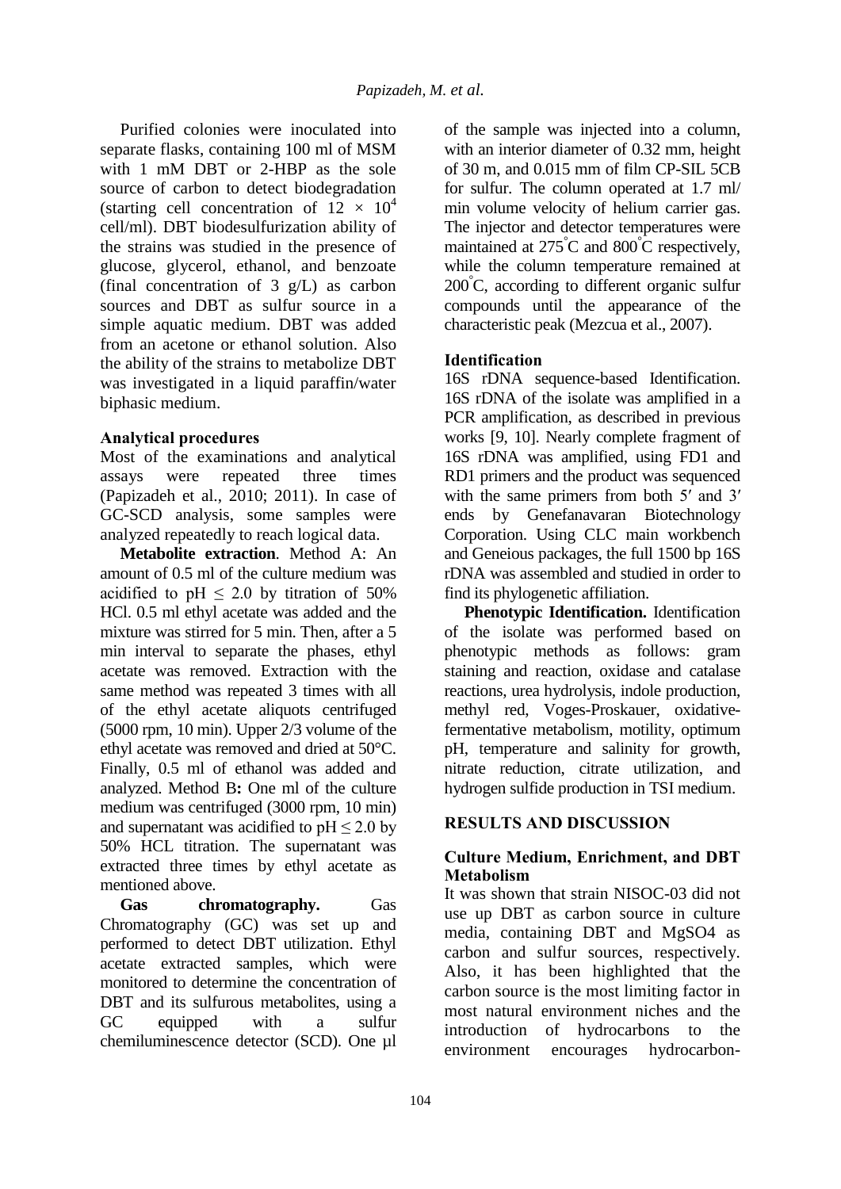Purified colonies were inoculated into separate flasks, containing 100 ml of MSM with 1 mM DBT or 2-HBP as the sole source of carbon to detect biodegradation (starting cell concentration of $12 \times 10^4$ cell/ml). DBT biodesulfurization ability of the strains was studied in the presence of glucose, glycerol, ethanol, and benzoate (final concentration of 3 g/L) as carbon sources and DBT as sulfur source in a simple aquatic medium. DBT was added from an acetone or ethanol solution. Also the ability of the strains to metabolize DBT was investigated in a liquid paraffin/water biphasic medium.

### Analytical procedures

Most of the examinations and analytical assays were repeated three times (Papizadeh et al., 2010; 2011). In case of GC-SCD analysis, some samples were analyzed repeatedly to reach logical data.

**Metabolite extraction**. Method A: An amount of 0.5 ml of the culture medium was acidified to pH $\leq$ 2.0 by titration of 50% HCl. 0.5 ml ethyl acetate was added and the mixture was stirred for 5 min. Then, after a 5 min interval to separate the phases, ethyl acetate was removed. Extraction with the same method was repeated 3 times with all of the ethyl acetate aliquots centrifuged (5000 rpm, 10 min). Upper 2/3 volume of the ethyl acetate was removed and dried at 50°C. Finally, 0.5 ml of ethanol was added and analyzed. Method B**:** One ml of the culture medium was centrifuged (3000 rpm, 10 min) and supernatant was acidified to pH $\leq$ 2.0 by 50% HCL titration. The supernatant was extracted three times by ethyl acetate as mentioned above.

**Gas chromatography.** Gas Chromatography (GC) was set up and performed to detect DBT utilization. Ethyl acetate extracted samples, which were monitored to determine the concentration of DBT and its sulfurous metabolites, using a GC equipped with a sulfur chemiluminescence detector (SCD). One µl of the sample was injected into a column, with an interior diameter of 0.32 mm, height of 30 m, and 0.015 mm of film CP-SIL 5CB for sulfur. The column operated at 1.7 ml/ min volume velocity of helium carrier gas. The injector and detector temperatures were maintained at 275°C and 800°C respectively, while the column temperature remained at 200°C, according to different organic sulfur compounds until the appearance of the characteristic peak (Mezcua et al., 2007).

### Identification

16S rDNA sequence-based Identification. 16S rDNA of the isolate was amplified in a PCR amplification, as described in previous works [9, 10]. Nearly complete fragment of 16S rDNA was amplified, using FD1 and RD1 primers and the product was sequenced with the same primers from both 5′ and 3′ ends by Genefanavaran Biotechnology Corporation. Using CLC main workbench and Geneious packages, the full 1500 bp 16S rDNA was assembled and studied in order to find its phylogenetic affiliation.

**Phenotypic Identification.** Identification of the isolate was performed based on phenotypic methods as follows: gram staining and reaction, oxidase and catalase reactions, urea hydrolysis, indole production, methyl red, Voges-Proskauer, oxidative-fermentative metabolism, motility, optimum pH, temperature and salinity for growth, nitrate reduction, citrate utilization, and hydrogen sulfide production in TSI medium.

## RESULTS AND DISCUSSION

### Culture Medium, Enrichment, and DBT Metabolism

It was shown that strain NISOC-03 did not use up DBT as carbon source in culture media, containing DBT and $MgSO_4$ as carbon and sulfur sources, respectively. Also, it has been highlighted that the carbon source is the most limiting factor in most natural environment niches and the introduction of hydrocarbons to the environment encourages hydrocarbon-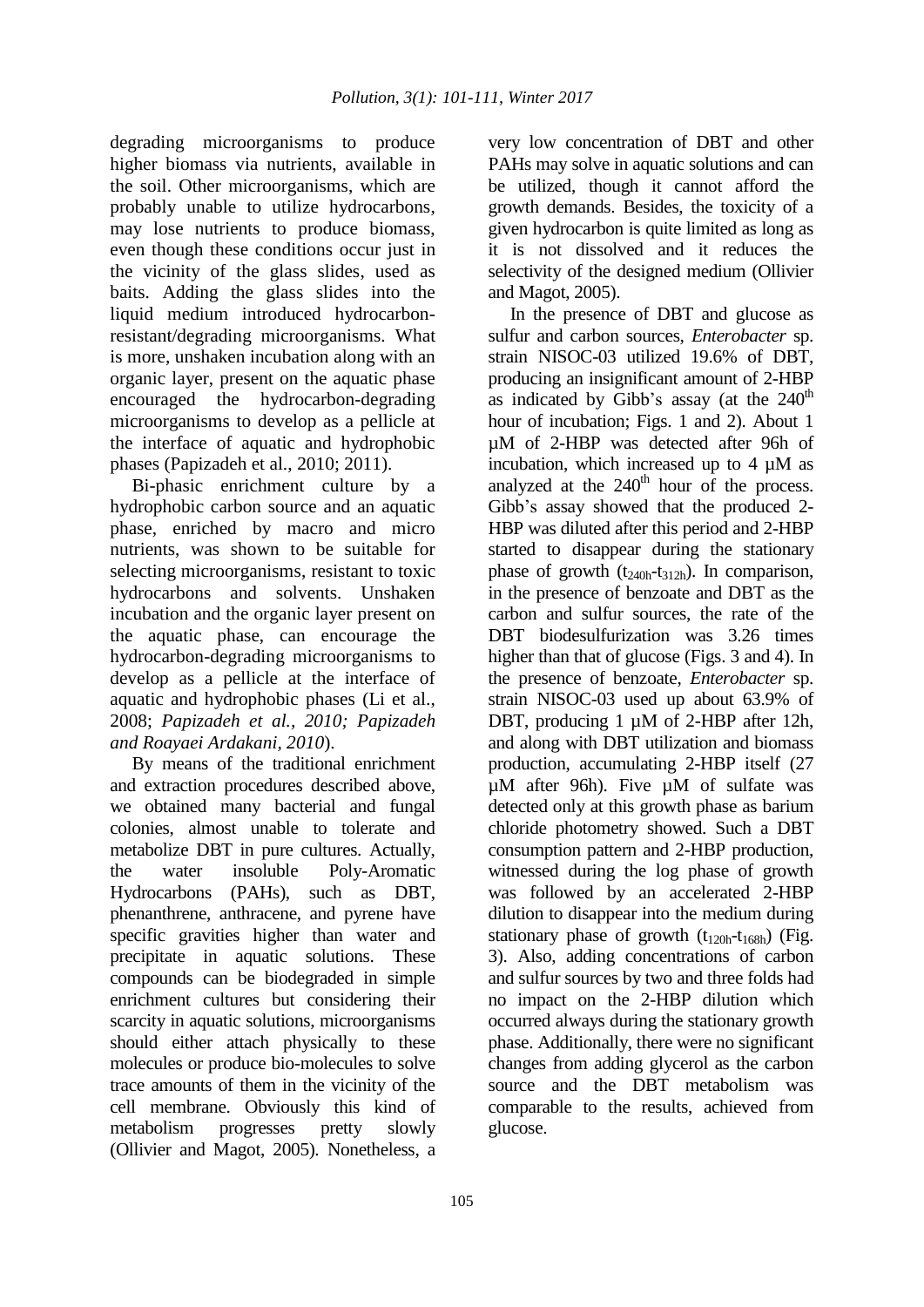degrading microorganisms to produce higher biomass via nutrients, available in the soil. Other microorganisms, which are probably unable to utilize hydrocarbons, may lose nutrients to produce biomass, even though these conditions occur just in the vicinity of the glass slides, used as baits. Adding the glass slides into the liquid medium introduced hydrocarbon-resistant/degrading microorganisms. What is more, unshaken incubation along with an organic layer, present on the aquatic phase encouraged the hydrocarbon-degrading microorganisms to develop as a pellicle at the interface of aquatic and hydrophobic phases (Papizadeh et al., 2010; 2011).

Bi-phasic enrichment culture by a hydrophobic carbon source and an aquatic phase, enriched by macro and micro nutrients, was shown to be suitable for selecting microorganisms, resistant to toxic hydrocarbons and solvents. Unshaken incubation and the organic layer present on the aquatic phase, can encourage the hydrocarbon-degrading microorganisms to develop as a pellicle at the interface of aquatic and hydrophobic phases (Li et al., 2008; *Papizadeh et al., 2010; Papizadeh and Roayaei Ardakani, 2010*).

By means of the traditional enrichment and extraction procedures described above, we obtained many bacterial and fungal colonies, almost unable to tolerate and metabolize DBT in pure cultures. Actually, the water insoluble Poly-Aromatic Hydrocarbons (PAHs), such as DBT, phenanthrene, anthracene, and pyrene have specific gravities higher than water and precipitate in aquatic solutions. These compounds can be biodegraded in simple enrichment cultures but considering their scarcity in aquatic solutions, microorganisms should either attach physically to these molecules or produce bio-molecules to solve trace amounts of them in the vicinity of the cell membrane. Obviously this kind of metabolism progresses pretty slowly (Ollivier and Magot, 2005). Nonetheless, a very low concentration of DBT and other PAHs may solve in aquatic solutions and can be utilized, though it cannot afford the growth demands. Besides, the toxicity of a given hydrocarbon is quite limited as long as it is not dissolved and it reduces the selectivity of the designed medium (Ollivier and Magot, 2005).

In the presence of DBT and glucose as sulfur and carbon sources, *Enterobacter* sp. strain NISOC-03 utilized 19.6% of DBT, producing an insignificant amount of 2-HBP as indicated by Gibb's assay (at the 240$^{th}$ hour of incubation; Figs. 1 and 2). About 1 µM of 2-HBP was detected after 96h of incubation, which increased up to 4 µM as analyzed at the 240$^{th}$ hour of the process. Gibb's assay showed that the produced 2-HBP was diluted after this period and 2-HBP started to disappear during the stationary phase of growth ($t_{240h}$-$t_{312h}$). In comparison, in the presence of benzoate and DBT as the carbon and sulfur sources, the rate of the DBT biodesulfurization was 3.26 times higher than that of glucose (Figs. 3 and 4). In the presence of benzoate, *Enterobacter* sp. strain NISOC-03 used up about 63.9% of DBT, producing 1 µM of 2-HBP after 12h, and along with DBT utilization and biomass production, accumulating 2-HBP itself (27 µM after 96h). Five µM of sulfate was detected only at this growth phase as barium chloride photometry showed. Such a DBT consumption pattern and 2-HBP production, witnessed during the log phase of growth was followed by an accelerated 2-HBP dilution to disappear into the medium during stationary phase of growth ($t_{120h}$-$t_{168h}$) (Fig. 3). Also, adding concentrations of carbon and sulfur sources by two and three folds had no impact on the 2-HBP dilution which occurred always during the stationary growth phase. Additionally, there were no significant changes from adding glycerol as the carbon source and the DBT metabolism was comparable to the results, achieved from glucose.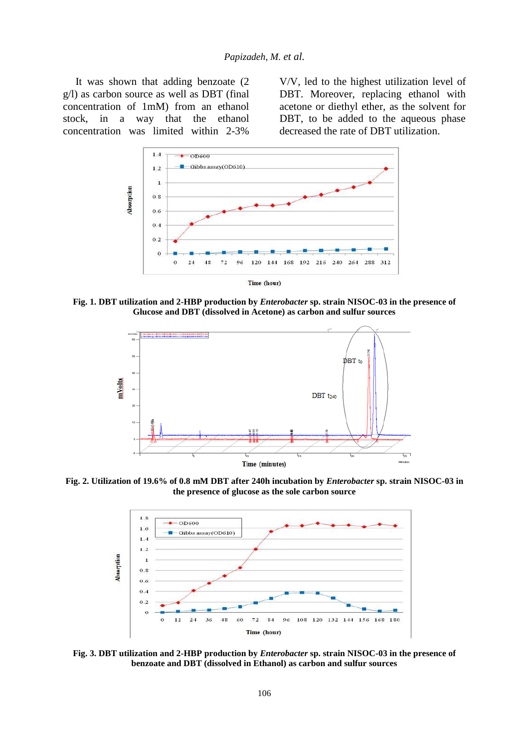It was shown that adding benzoate (2 g/l) as carbon source as well as DBT (final concentration of 1mM) from an ethanol stock, in a way that the ethanol concentration was limited within 2-3% V/V, led to the highest utilization level of DBT. Moreover, replacing ethanol with acetone or diethyl ether, as the solvent for DBT, to be added to the aqueous phase decreased the rate of DBT utilization.

**Fig. 1. DBT utilization and 2-HBP production by *Enterobacter* sp. strain NISOC-03 in the presence of Glucose and DBT (dissolved in Acetone) as carbon and sulfur sources**

**Fig. 2. Utilization of 19.6% of 0.8 mM DBT after 240h incubation by *Enterobacter* sp. strain NISOC-03 in the presence of glucose as the sole carbon source**

**Fig. 3. DBT utilization and 2-HBP production by *Enterobacter* sp. strain NISOC-03 in the presence of benzoate and DBT (dissolved in Ethanol) as carbon and sulfur sources**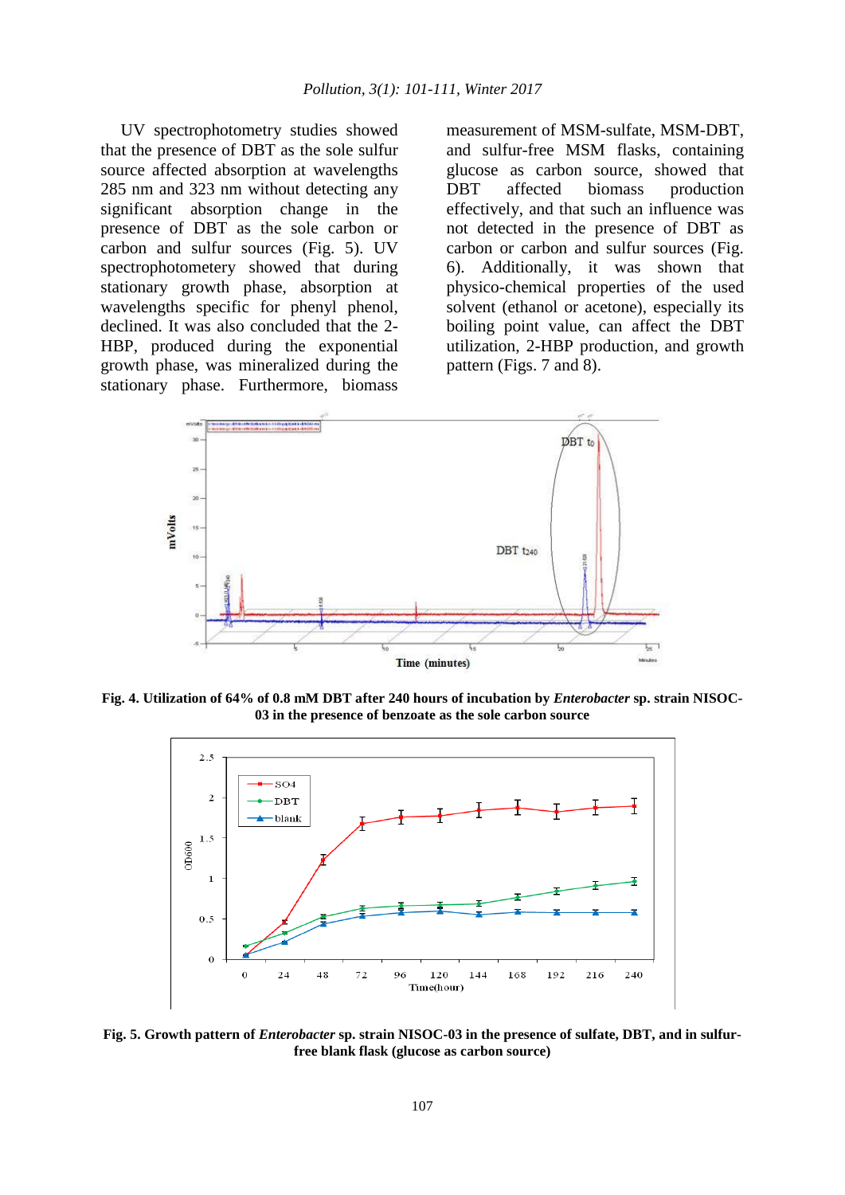UV spectrophotometry studies showed that the presence of DBT as the sole sulfur source affected absorption at wavelengths 285 nm and 323 nm without detecting any significant absorption change in the presence of DBT as the sole carbon or carbon and sulfur sources (Fig. 5). UV spectrophotometery showed that during stationary growth phase, absorption at wavelengths specific for phenyl phenol, declined. It was also concluded that the 2-HBP, produced during the exponential growth phase, was mineralized during the stationary phase. Furthermore, biomass measurement of MSM-sulfate, MSM-DBT, and sulfur-free MSM flasks, containing glucose as carbon source, showed that DBT affected biomass production effectively, and that such an influence was not detected in the presence of DBT as carbon or carbon and sulfur sources (Fig. 6). Additionally, it was shown that physico-chemical properties of the used solvent (ethanol or acetone), especially its boiling point value, can affect the DBT utilization, 2-HBP production, and growth pattern (Figs. 7 and 8).

**Fig. 4. Utilization of 64% of 0.8 mM DBT after 240 hours of incubation by *Enterobacter* sp. strain NISOC-03 in the presence of benzoate as the sole carbon source**

**Fig. 5. Growth pattern of *Enterobacter* sp. strain NISOC-03 in the presence of sulfate, DBT, and in sulfur-free blank flask (glucose as carbon source)**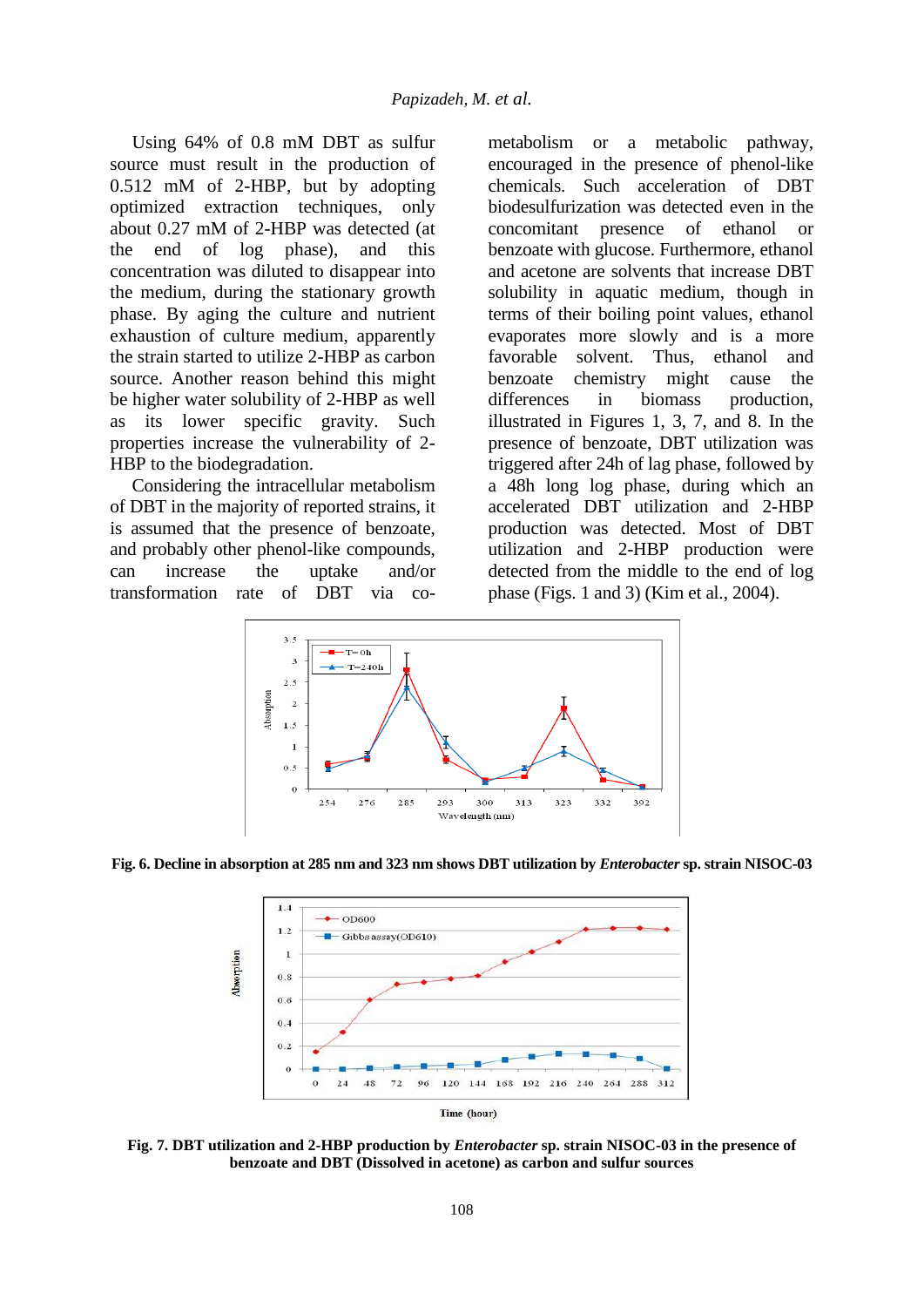Using 64% of 0.8 mM DBT as sulfur source must result in the production of 0.512 mM of 2-HBP, but by adopting optimized extraction techniques, only about 0.27 mM of 2-HBP was detected (at the end of log phase), and this concentration was diluted to disappear into the medium, during the stationary growth phase. By aging the culture and nutrient exhaustion of culture medium, apparently the strain started to utilize 2-HBP as carbon source. Another reason behind this might be higher water solubility of 2-HBP as well as its lower specific gravity. Such properties increase the vulnerability of 2-HBP to the biodegradation.

Considering the intracellular metabolism of DBT in the majority of reported strains, it is assumed that the presence of benzoate, and probably other phenol-like compounds, can increase the uptake and/or transformation rate of DBT via co-metabolism or a metabolic pathway, encouraged in the presence of phenol-like chemicals. Such acceleration of DBT biodesulfurization was detected even in the concomitant presence of ethanol or benzoate with glucose. Furthermore, ethanol and acetone are solvents that increase DBT solubility in aquatic medium, though in terms of their boiling point values, ethanol evaporates more slowly and is a more favorable solvent. Thus, ethanol and benzoate chemistry might cause the differences in biomass production, illustrated in Figures 1, 3, 7, and 8. In the presence of benzoate, DBT utilization was triggered after 24h of lag phase, followed by a 48h long log phase, during which an accelerated DBT utilization and 2-HBP production was detected. Most of DBT utilization and 2-HBP production were detected from the middle to the end of log phase (Figs. 1 and 3) (Kim et al., 2004).

**Fig. 6. Decline in absorption at 285 nm and 323 nm shows DBT utilization by *Enterobacter* sp. strain NISOC-03**

**Fig. 7. DBT utilization and 2-HBP production by *Enterobacter* sp. strain NISOC-03 in the presence of benzoate and DBT (Dissolved in acetone) as carbon and sulfur sources**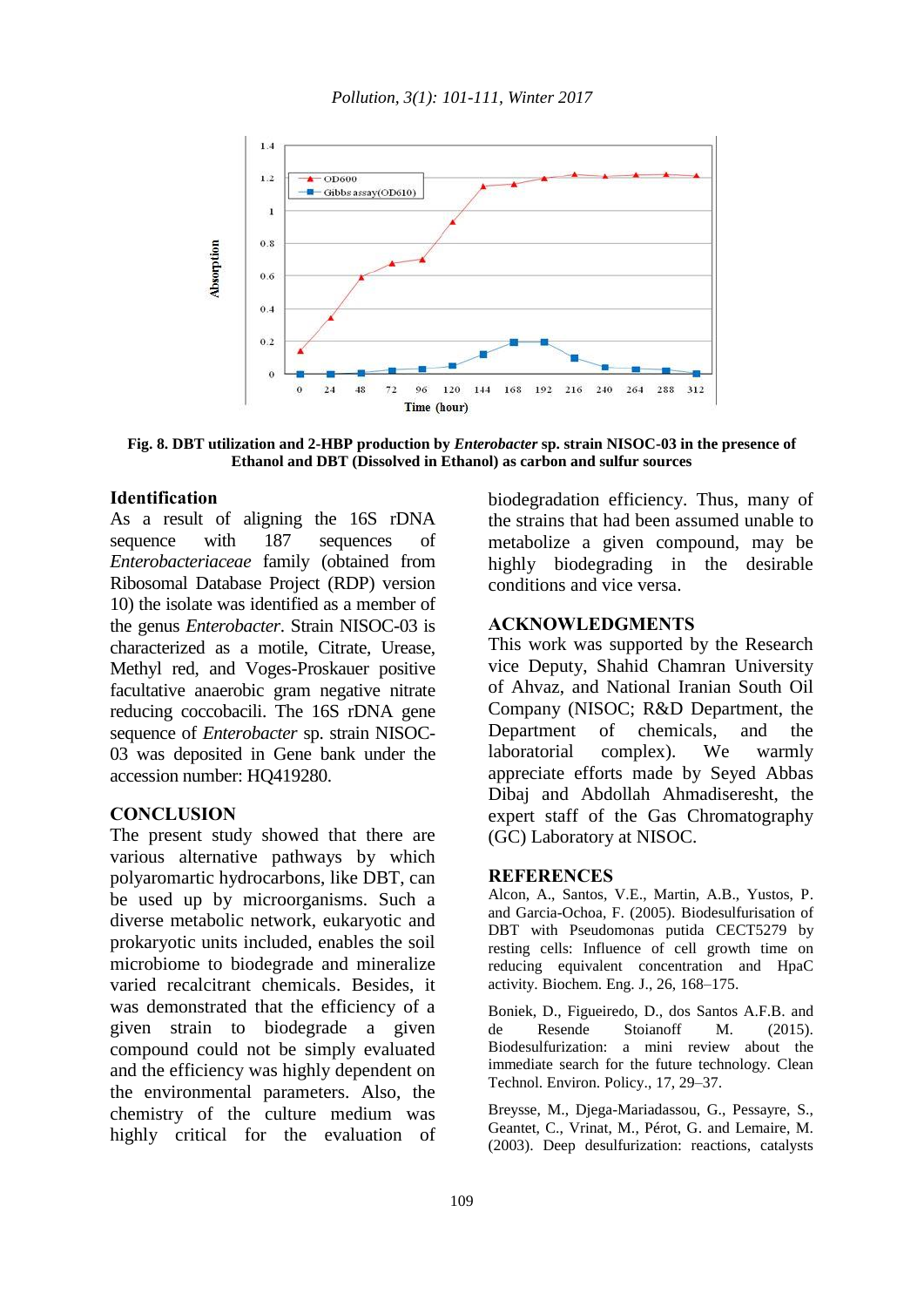**Fig. 8. DBT utilization and 2-HBP production by *Enterobacter* sp. strain NISOC-03 in the presence of Ethanol and DBT (Dissolved in Ethanol) as carbon and sulfur sources**

## Identification

As a result of aligning the 16S rDNA sequence with 187 sequences of *Enterobacteriaceae* family (obtained from Ribosomal Database Project (RDP) version 10) the isolate was identified as a member of the genus *Enterobacter*. Strain NISOC-03 is characterized as a motile, Citrate, Urease, Methyl red, and Voges-Proskauer positive facultative anaerobic gram negative nitrate reducing coccobacili. The 16S rDNA gene sequence of *Enterobacter* sp. strain NISOC-03 was deposited in Gene bank under the accession number: HQ419280.

## CONCLUSION

The present study showed that there are various alternative pathways by which polyaromartic hydrocarbons, like DBT, can be used up by microorganisms. Such a diverse metabolic network, eukaryotic and prokaryotic units included, enables the soil microbiome to biodegrade and mineralize varied recalcitrant chemicals. Besides, it was demonstrated that the efficiency of a given strain to biodegrade a given compound could not be simply evaluated and the efficiency was highly dependent on the environmental parameters. Also, the chemistry of the culture medium was highly critical for the evaluation of biodegradation efficiency. Thus, many of the strains that had been assumed unable to metabolize a given compound, may be highly biodegrading in the desirable conditions and vice versa.

## ACKNOWLEDGMENTS

This work was supported by the Research vice Deputy, Shahid Chamran University of Ahvaz, and National Iranian South Oil Company (NISOC; R&D Department, the Department of chemicals, and the laboratorial complex). We warmly appreciate efforts made by Seyed Abbas Dibaj and Abdollah Ahmadiseresht, the expert staff of the Gas Chromatography (GC) Laboratory at NISOC.

## REFERENCES

Alcon, A., Santos, V.E., Martin, A.B., Yustos, P. and Garcia-Ochoa, F. (2005). Biodesulfurisation of DBT with Pseudomonas putida CECT5279 by resting cells: Influence of cell growth time on reducing equivalent concentration and HpaC activity. Biochem. Eng. J., 26, 168–175.

Boniek, D., Figueiredo, D., dos Santos A.F.B. and de Resende Stoianoff M. (2015). Biodesulfurization: a mini review about the immediate search for the future technology. Clean Technol. Environ. Policy., 17, 29–37.

Breysse, M., Djega-Mariadassou, G., Pessayre, S., Geantet, C., Vrinat, M., Pérot, G. and Lemaire, M. (2003). Deep desulfurization: reactions, catalysts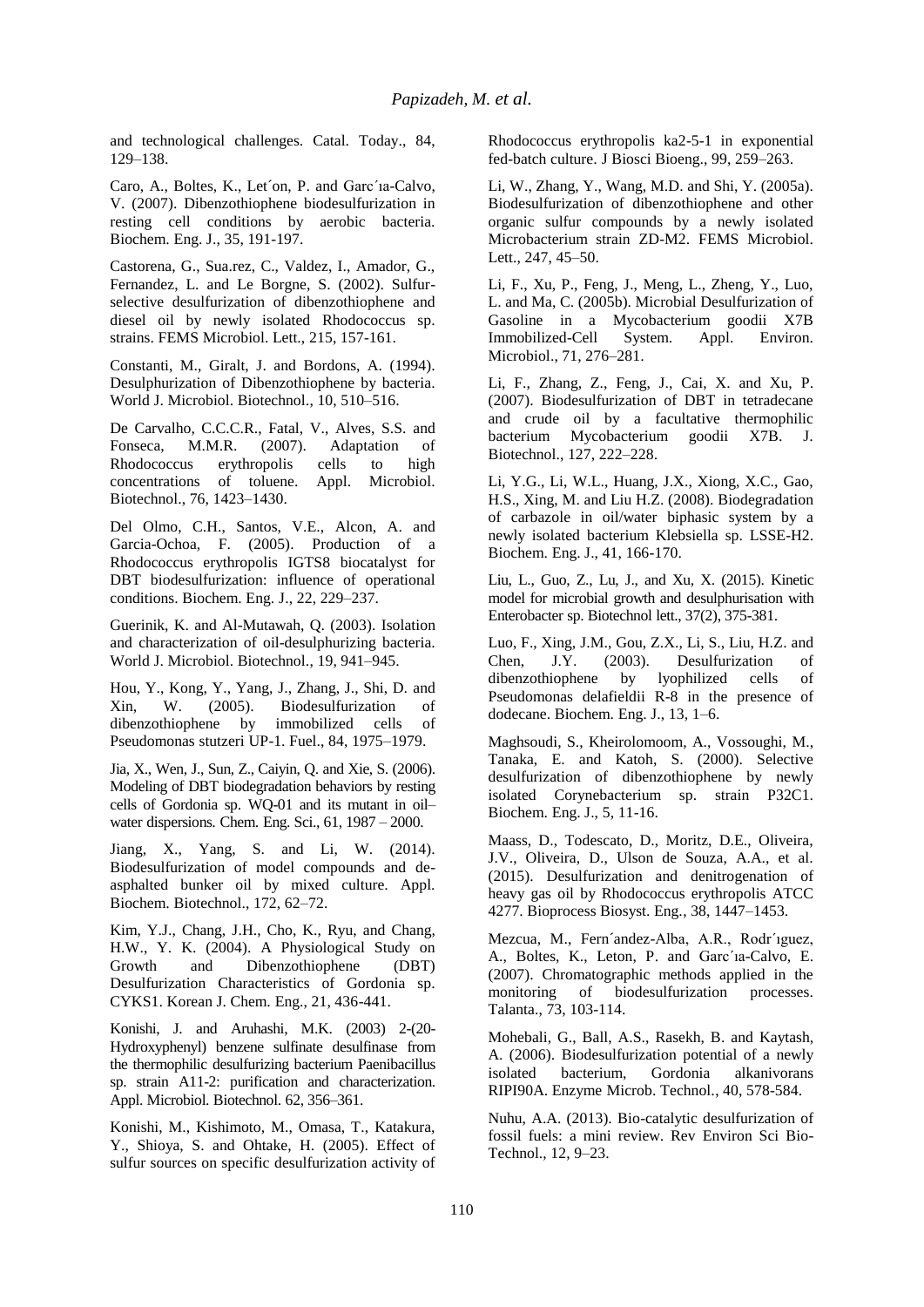and technological challenges. Catal. Today., 84, 129–138.

Caro, A., Boltes, K., Let´on, P. and Garc´ıa-Calvo, V. (2007). Dibenzothiophene biodesulfurization in resting cell conditions by aerobic bacteria. Biochem. Eng. J., 35, 191-197.

Castorena, G., Sua.rez, C., Valdez, I., Amador, G., Fernandez, L. and Le Borgne, S. (2002). Sulfur-selective desulfurization of dibenzothiophene and diesel oil by newly isolated Rhodococcus sp. strains. FEMS Microbiol. Lett., 215, 157-161.

Constanti, M., Giralt, J. and Bordons, A. (1994). Desulphurization of Dibenzothiophene by bacteria. World J. Microbiol. Biotechnol., 10, 510–516.

De Carvalho, C.C.C.R., Fatal, V., Alves, S.S. and Fonseca, M.M.R. (2007). Adaptation of Rhodococcus erythropolis cells to high concentrations of toluene. Appl. Microbiol. Biotechnol., 76, 1423–1430.

Del Olmo, C.H., Santos, V.E., Alcon, A. and Garcia-Ochoa, F. (2005). Production of a Rhodococcus erythropolis IGTS8 biocatalyst for DBT biodesulfurization: influence of operational conditions. Biochem. Eng. J., 22, 229–237.

Guerinik, K. and Al-Mutawah, Q. (2003). Isolation and characterization of oil-desulphurizing bacteria. World J. Microbiol. Biotechnol., 19, 941–945.

Hou, Y., Kong, Y., Yang, J., Zhang, J., Shi, D. and Xin, W. (2005). Biodesulfurization of dibenzothiophene by immobilized cells of Pseudomonas stutzeri UP-1. Fuel., 84, 1975–1979.

Jia, X., Wen, J., Sun, Z., Caiyin, Q. and Xie, S. (2006). Modeling of DBT biodegradation behaviors by resting cells of Gordonia sp. WQ-01 and its mutant in oil–water dispersions. Chem. Eng. Sci., 61, 1987 – 2000.

Jiang, X., Yang, S. and Li, W. (2014). Biodesulfurization of model compounds and de-asphalted bunker oil by mixed culture. Appl. Biochem. Biotechnol., 172, 62–72.

Kim, Y.J., Chang, J.H., Cho, K., Ryu, and Chang, H.W., Y. K. (2004). A Physiological Study on Growth and Dibenzothiophene (DBT) Desulfurization Characteristics of Gordonia sp. CYKS1. Korean J. Chem. Eng., 21, 436-441.

Konishi, J. and Aruhashi, M.K. (2003) 2-(20-Hydroxyphenyl) benzene sulfinate desulfinase from the thermophilic desulfurizing bacterium Paenibacillus sp. strain A11-2: purification and characterization. Appl. Microbiol. Biotechnol. 62, 356–361.

Konishi, M., Kishimoto, M., Omasa, T., Katakura, Y., Shioya, S. and Ohtake, H. (2005). Effect of sulfur sources on specific desulfurization activity of Rhodococcus erythropolis ka2-5-1 in exponential fed-batch culture. J Biosci Bioeng., 99, 259–263.

Li, W., Zhang, Y., Wang, M.D. and Shi, Y. (2005a). Biodesulfurization of dibenzothiophene and other organic sulfur compounds by a newly isolated Microbacterium strain ZD-M2. FEMS Microbiol. Lett., 247, 45–50.

Li, F., Xu, P., Feng, J., Meng, L., Zheng, Y., Luo, L. and Ma, C. (2005b). Microbial Desulfurization of Gasoline in a Mycobacterium goodii X7B Immobilized-Cell System. Appl. Environ. Microbiol., 71, 276–281.

Li, F., Zhang, Z., Feng, J., Cai, X. and Xu, P. (2007). Biodesulfurization of DBT in tetradecane and crude oil by a facultative thermophilic bacterium Mycobacterium goodii X7B. J. Biotechnol., 127, 222–228.

Li, Y.G., Li, W.L., Huang, J.X., Xiong, X.C., Gao, H.S., Xing, M. and Liu H.Z. (2008). Biodegradation of carbazole in oil/water biphasic system by a newly isolated bacterium Klebsiella sp. LSSE-H2. Biochem. Eng. J., 41, 166-170.

Liu, L., Guo, Z., Lu, J., and Xu, X. (2015). Kinetic model for microbial growth and desulphurisation with Enterobacter sp. Biotechnol lett., 37(2), 375-381.

Luo, F., Xing, J.M., Gou, Z.X., Li, S., Liu, H.Z. and Chen, J.Y. (2003). Desulfurization of dibenzothiophene by lyophilized cells of Pseudomonas delafieldii R-8 in the presence of dodecane. Biochem. Eng. J., 13, 1–6.

Maghsoudi, S., Kheirolomoom, A., Vossoughi, M., Tanaka, E. and Katoh, S. (2000). Selective desulfurization of dibenzothiophene by newly isolated Corynebacterium sp. strain P32C1. Biochem. Eng. J., 5, 11-16.

Maass, D., Todescato, D., Moritz, D.E., Oliveira, J.V., Oliveira, D., Ulson de Souza, A.A., et al. (2015). Desulfurization and denitrogenation of heavy gas oil by Rhodococcus erythropolis ATCC 4277. Bioprocess Biosyst. Eng., 38, 1447–1453.

Mezcua, M., Fern´andez-Alba, A.R., Rodr´ıguez, A., Boltes, K., Leton, P. and Garc´ıa-Calvo, E. (2007). Chromatographic methods applied in the monitoring of biodesulfurization processes. Talanta., 73, 103-114.

Mohebali, G., Ball, A.S., Rasekh, B. and Kaytash, A. (2006). Biodesulfurization potential of a newly isolated bacterium, Gordonia alkanivorans RIPI90A. Enzyme Microb. Technol., 40, 578-584.

Nuhu, A.A. (2013). Bio-catalytic desulfurization of fossil fuels: a mini review. Rev Environ Sci Bio-Technol., 12, 9–23.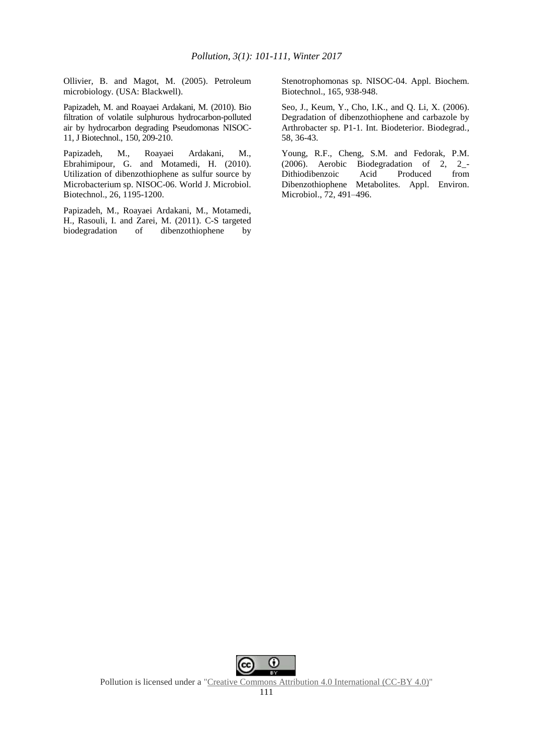Ollivier, B. and Magot, M. (2005). Petroleum microbiology. (USA: Blackwell).

Papizadeh, M. and Roayaei Ardakani, M. (2010). Bio filtration of volatile sulphurous hydrocarbon-polluted air by hydrocarbon degrading Pseudomonas NISOC-11, J Biotechnol., 150, 209-210.

Papizadeh, M., Roayaei Ardakani, M., Ebrahimipour, G. and Motamedi, H. (2010). Utilization of dibenzothiophene as sulfur source by Microbacterium sp. NISOC-06. World J. Microbiol. Biotechnol., 26, 1195-1200.

Papizadeh, M., Roayaei Ardakani, M., Motamedi, H., Rasouli, I. and Zarei, M. (2011). C-S targeted biodegradation of dibenzothiophene by Stenotrophomonas sp. NISOC-04. Appl. Biochem. Biotechnol., 165, 938-948.

Seo, J., Keum, Y., Cho, I.K., and Q. Li, X. (2006). Degradation of dibenzothiophene and carbazole by Arthrobacter sp. P1-1. Int. Biodeterior. Biodegrad., 58, 36-43.

Young, R.F., Cheng, S.M. and Fedorak, P.M. (2006). Aerobic Biodegradation of 2, 2_-Dithiodibenzoic Acid Produced from Dibenzothiophene Metabolites. Appl. Environ. Microbiol., 72, 491–496.

Pollution is licensed under a "Creative Commons Attribution 4.0 International (CC-BY 4.0)"